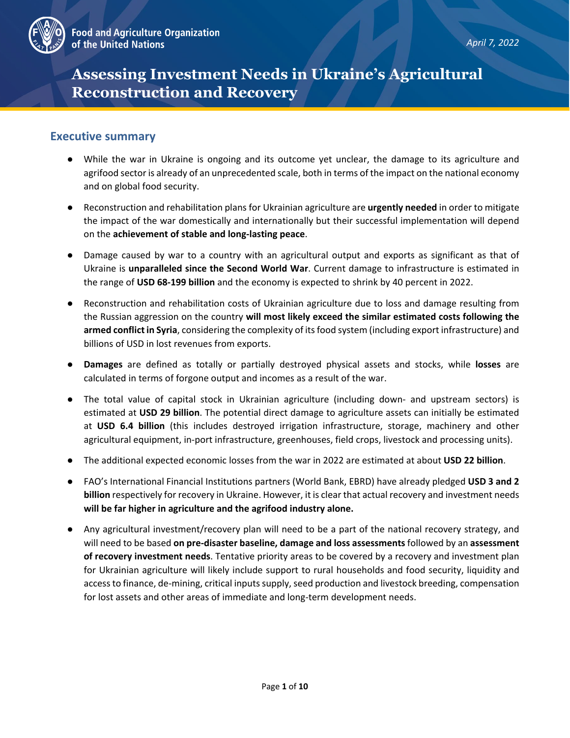Food and Agriculture Organization of the United Nations

*April 7, 2022*

# Assessing Investment Needs in Ukraine's Agricultural Reconstruction and Recovery

## Executive summary

- While the war in Ukraine is ongoing and its outcome yet unclear, the damage to its agriculture and agrifood sector is already of an unprecedented scale, both in terms of the impact on the national economy and on global food security.
- Reconstruction and rehabilitation plans for Ukrainian agriculture are **urgently needed** in order to mitigate the impact of the war domestically and internationally but their successful implementation will depend on the **achievement of stable and long-lasting peace**.
- Damage caused by war to a country with an agricultural output and exports as significant as that of Ukraine is **unparalleled since the Second World War**. Current damage to infrastructure is estimated in the range of **USD 68-199 billion** and the economy is expected to shrink by 40 percent in 2022.
- Reconstruction and rehabilitation costs of Ukrainian agriculture due to loss and damage resulting from the Russian aggression on the country **will most likely exceed the similar estimated costs following the armed conflict in Syria**, considering the complexity of its food system (including export infrastructure) and billions of USD in lost revenues from exports.
- **Damages** are defined as totally or partially destroyed physical assets and stocks, while **losses** are calculated in terms of forgone output and incomes as a result of the war.
- The total value of capital stock in Ukrainian agriculture (including down- and upstream sectors) is estimated at **USD 29 billion**. The potential direct damage to agriculture assets can initially be estimated at **USD 6.4 billion** (this includes destroyed irrigation infrastructure, storage, machinery and other agricultural equipment, in-port infrastructure, greenhouses, field crops, livestock and processing units).
- The additional expected economic losses from the war in 2022 are estimated at about **USD 22 billion**.
- FAO's International Financial Institutions partners (World Bank, EBRD) have already pledged **USD 3 and 2 billion** respectively for recovery in Ukraine. However, it is clear that actual recovery and investment needs **will be far higher in agriculture and the agrifood industry alone.**
- Any agricultural investment/recovery plan will need to be a part of the national recovery strategy, and will need to be based **on pre-disaster baseline, damage and loss assessments** followed by an **assessment of recovery investment needs**. Tentative priority areas to be covered by a recovery and investment plan for Ukrainian agriculture will likely include support to rural households and food security, liquidity and access to finance, de-mining, critical inputs supply, seed production and livestock breeding, compensation for lost assets and other areas of immediate and long-term development needs.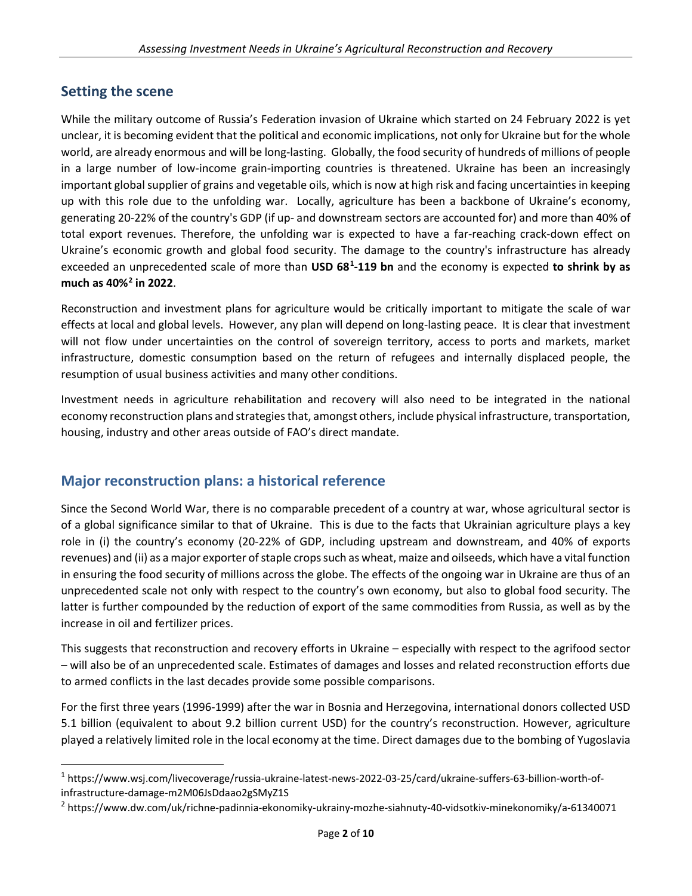## Setting the scene

While the military outcome of Russia's Federation invasion of Ukraine which started on 24 February 2022 is yet unclear, it is becoming evident that the political and economic implications, not only for Ukraine but for the whole world, are already enormous and will be long-lasting. Globally, the food security of hundreds of millions of people in a large number of low-income grain-importing countries is threatened. Ukraine has been an increasingly important global supplier of grains and vegetable oils, which is now at high risk and facing uncertainties in keeping up with this role due to the unfolding war. Locally, agriculture has been a backbone of Ukraine's economy, generating 20-22% of the country's GDP (if up- and downstream sectors are accounted for) and more than 40% of total export revenues. Therefore, the unfolding war is expected to have a far-reaching crack-down effect on Ukraine's economic growth and global food security. The damage to the country's infrastructure has already exceeded an unprecedented scale of more than **USD 68[1]-119 bn** and the economy is expected **to shrink by as much as 40%[2] in 2022**.

Reconstruction and investment plans for agriculture would be critically important to mitigate the scale of war effects at local and global levels. However, any plan will depend on long-lasting peace. It is clear that investment will not flow under uncertainties on the control of sovereign territory, access to ports and markets, market infrastructure, domestic consumption based on the return of refugees and internally displaced people, the resumption of usual business activities and many other conditions.

Investment needs in agriculture rehabilitation and recovery will also need to be integrated in the national economy reconstruction plans and strategies that, amongst others, include physical infrastructure, transportation, housing, industry and other areas outside of FAO's direct mandate.

## Major reconstruction plans: a historical reference

Since the Second World War, there is no comparable precedent of a country at war, whose agricultural sector is of a global significance similar to that of Ukraine. This is due to the facts that Ukrainian agriculture plays a key role in (i) the country's economy (20-22% of GDP, including upstream and downstream, and 40% of exports revenues) and (ii) as a major exporter of staple crops such as wheat, maize and oilseeds, which have a vital function in ensuring the food security of millions across the globe. The effects of the ongoing war in Ukraine are thus of an unprecedented scale not only with respect to the country's own economy, but also to global food security. The latter is further compounded by the reduction of export of the same commodities from Russia, as well as by the increase in oil and fertilizer prices.

This suggests that reconstruction and recovery efforts in Ukraine – especially with respect to the agrifood sector – will also be of an unprecedented scale. Estimates of damages and losses and related reconstruction efforts due to armed conflicts in the last decades provide some possible comparisons.

For the first three years (1996-1999) after the war in Bosnia and Herzegovina, international donors collected USD 5.1 billion (equivalent to about 9.2 billion current USD) for the country's reconstruction. However, agriculture played a relatively limited role in the local economy at the time. Direct damages due to the bombing of Yugoslavia

---

[1] https://www.wsj.com/livecoverage/russia-ukraine-latest-news-2022-03-25/card/ukraine-suffers-63-billion-worth-of-infrastructure-damage-m2M06JsDdaao2gSMyZ1S

[2] https://www.dw.com/uk/richne-padinnia-ekonomiky-ukrainy-mozhe-siahnuty-40-vidsotkiv-minekonomiky/a-61340071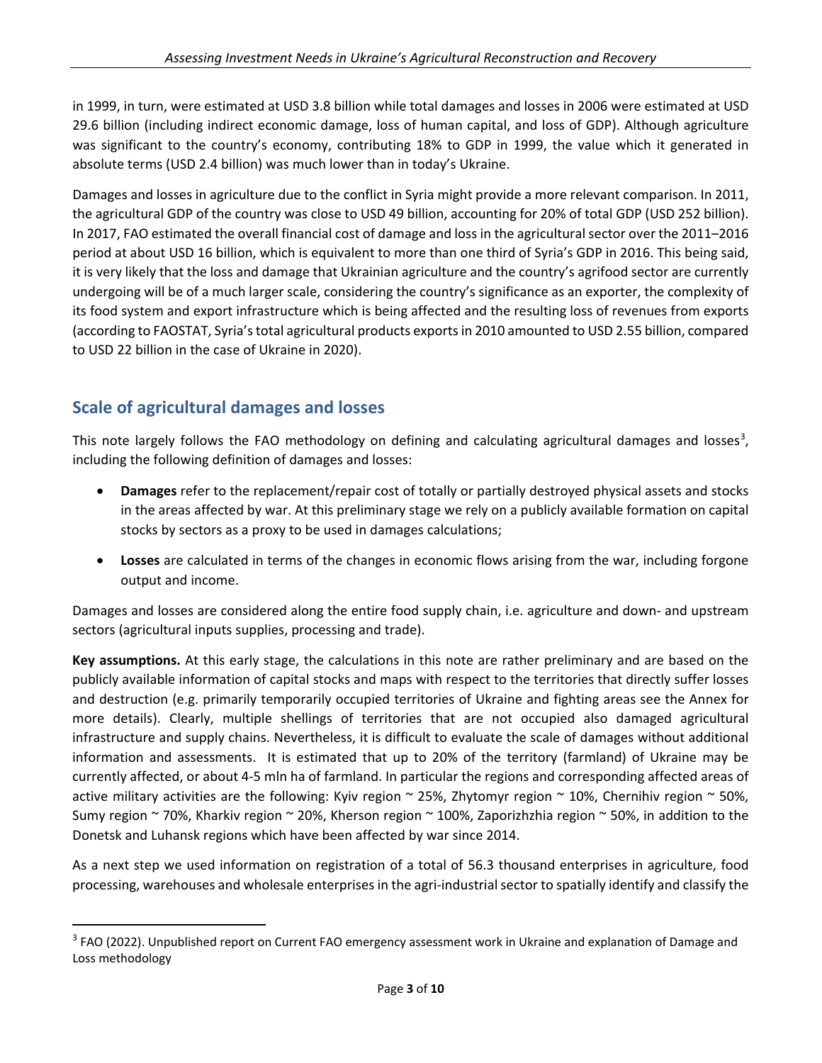in 1999, in turn, were estimated at USD 3.8 billion while total damages and losses in 2006 were estimated at USD 29.6 billion (including indirect economic damage, loss of human capital, and loss of GDP). Although agriculture was significant to the country's economy, contributing 18% to GDP in 1999, the value which it generated in absolute terms (USD 2.4 billion) was much lower than in today's Ukraine.

Damages and losses in agriculture due to the conflict in Syria might provide a more relevant comparison. In 2011, the agricultural GDP of the country was close to USD 49 billion, accounting for 20% of total GDP (USD 252 billion). In 2017, FAO estimated the overall financial cost of damage and loss in the agricultural sector over the 2011–2016 period at about USD 16 billion, which is equivalent to more than one third of Syria's GDP in 2016. This being said, it is very likely that the loss and damage that Ukrainian agriculture and the country's agrifood sector are currently undergoing will be of a much larger scale, considering the country's significance as an exporter, the complexity of its food system and export infrastructure which is being affected and the resulting loss of revenues from exports (according to FAOSTAT, Syria's total agricultural products exports in 2010 amounted to USD 2.55 billion, compared to USD 22 billion in the case of Ukraine in 2020).

## Scale of agricultural damages and losses

This note largely follows the FAO methodology on defining and calculating agricultural damages and losses[3], including the following definition of damages and losses:

- **Damages** refer to the replacement/repair cost of totally or partially destroyed physical assets and stocks in the areas affected by war. At this preliminary stage we rely on a publicly available formation on capital stocks by sectors as a proxy to be used in damages calculations;
- **Losses** are calculated in terms of the changes in economic flows arising from the war, including forgone output and income.

Damages and losses are considered along the entire food supply chain, i.e. agriculture and down- and upstream sectors (agricultural inputs supplies, processing and trade).

**Key assumptions.** At this early stage, the calculations in this note are rather preliminary and are based on the publicly available information of capital stocks and maps with respect to the territories that directly suffer losses and destruction (e.g. primarily temporarily occupied territories of Ukraine and fighting areas see the Annex for more details). Clearly, multiple shellings of territories that are not occupied also damaged agricultural infrastructure and supply chains. Nevertheless, it is difficult to evaluate the scale of damages without additional information and assessments. It is estimated that up to 20% of the territory (farmland) of Ukraine may be currently affected, or about 4-5 mln ha of farmland. In particular the regions and corresponding affected areas of active military activities are the following: Kyiv region ~ 25%, Zhytomyr region ~ 10%, Chernihiv region ~ 50%, Sumy region ~ 70%, Kharkiv region ~ 20%, Kherson region ~ 100%, Zaporizhzhia region ~ 50%, in addition to the Donetsk and Luhansk regions which have been affected by war since 2014.

As a next step we used information on registration of a total of 56.3 thousand enterprises in agriculture, food processing, warehouses and wholesale enterprises in the agri-industrial sector to spatially identify and classify the

[3] FAO (2022). Unpublished report on Current FAO emergency assessment work in Ukraine and explanation of Damage and Loss methodology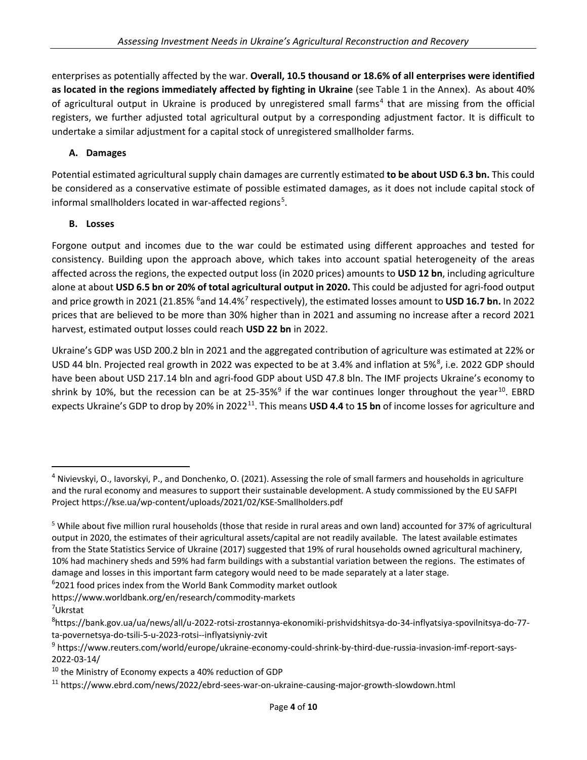enterprises as potentially affected by the war. **Overall, 10.5 thousand or 18.6% of all enterprises were identified as located in the regions immediately affected by fighting in Ukraine** (see Table 1 in the Annex). As about 40% of agricultural output in Ukraine is produced by unregistered small farms[4] that are missing from the official registers, we further adjusted total agricultural output by a corresponding adjustment factor. It is difficult to undertake a similar adjustment for a capital stock of unregistered smallholder farms.

### A. Damages

Potential estimated agricultural supply chain damages are currently estimated **to be about USD 6.3 bn.** This could be considered as a conservative estimate of possible estimated damages, as it does not include capital stock of informal smallholders located in war-affected regions[5].

### B. Losses

Forgone output and incomes due to the war could be estimated using different approaches and tested for consistency. Building upon the approach above, which takes into account spatial heterogeneity of the areas affected across the regions, the expected output loss (in 2020 prices) amounts to **USD 12 bn**, including agriculture alone at about **USD 6.5 bn or 20% of total agricultural output in 2020.** This could be adjusted for agri-food output and price growth in 2021 (21.85% [6]and 14.4%[7] respectively), the estimated losses amount to **USD 16.7 bn.** In 2022 prices that are believed to be more than 30% higher than in 2021 and assuming no increase after a record 2021 harvest, estimated output losses could reach **USD 22 bn** in 2022.

Ukraine's GDP was USD 200.2 bln in 2021 and the aggregated contribution of agriculture was estimated at 22% or USD 44 bln. Projected real growth in 2022 was expected to be at 3.4% and inflation at 5%[8], i.e. 2022 GDP should have been about USD 217.14 bln and agri-food GDP about USD 47.8 bln. The IMF projects Ukraine's economy to shrink by 10%, but the recession can be at 25-35%[9] if the war continues longer throughout the year[10]. EBRD expects Ukraine's GDP to drop by 20% in 2022[11]. This means **USD 4.4** to **15 bn** of income losses for agriculture and

---

[4] Nivievskyi, O., Iavorskyi, P., and Donchenko, O. (2021). Assessing the role of small farmers and households in agriculture and the rural economy and measures to support their sustainable development. A study commissioned by the EU SAFPI Project https://kse.ua/wp-content/uploads/2021/02/KSE-Smallholders.pdf

[5] While about five million rural households (those that reside in rural areas and own land) accounted for 37% of agricultural output in 2020, the estimates of their agricultural assets/capital are not readily available. The latest available estimates from the State Statistics Service of Ukraine (2017) suggested that 19% of rural households owned agricultural machinery, 10% had machinery sheds and 59% had farm buildings with a substantial variation between the regions. The estimates of damage and losses in this important farm category would need to be made separately at a later stage.

[6] 2021 food prices index from the World Bank Commodity market outlook https://www.worldbank.org/en/research/commodity-markets

[7] Ukrstat

[8] https://bank.gov.ua/ua/news/all/u-2022-rotsi-zrostannya-ekonomiki-prishvidshitsya-do-34-inflyatsiya-spovilnitsya-do-77-ta-povernetsya-do-tsili-5-u-2023-rotsi--inflyatsiyniy-zvit

[9] https://www.reuters.com/world/europe/ukraine-economy-could-shrink-by-third-due-russia-invasion-imf-report-says-2022-03-14/

[10] the Ministry of Economy expects a 40% reduction of GDP

[11] https://www.ebrd.com/news/2022/ebrd-sees-war-on-ukraine-causing-major-growth-slowdown.html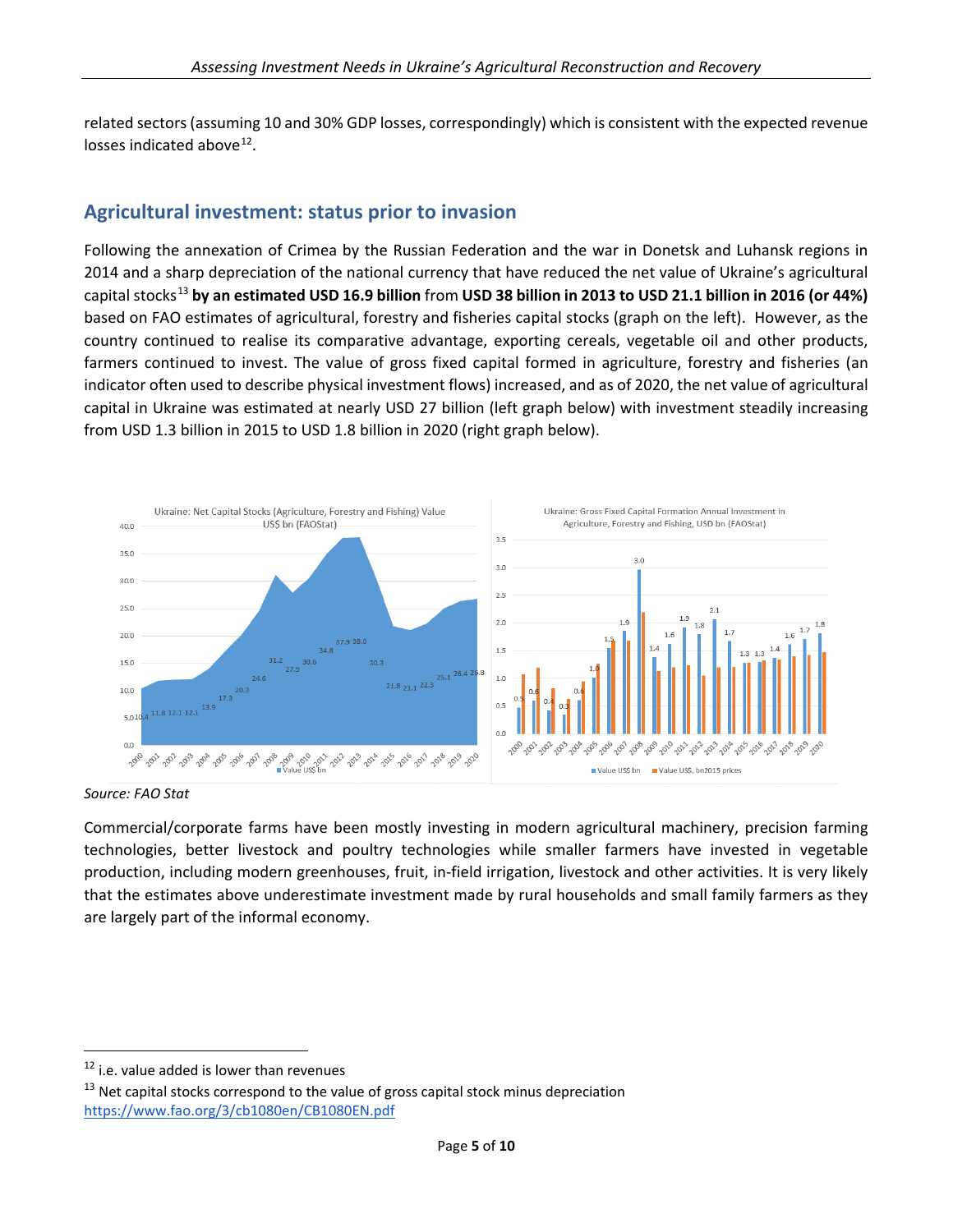related sectors (assuming 10 and 30% GDP losses, correspondingly) which is consistent with the expected revenue losses indicated above[12].

## Agricultural investment: status prior to invasion

Following the annexation of Crimea by the Russian Federation and the war in Donetsk and Luhansk regions in 2014 and a sharp depreciation of the national currency that have reduced the net value of Ukraine's agricultural capital stocks[13] **by an estimated USD 16.9 billion** from **USD 38 billion in 2013 to USD 21.1 billion in 2016 (or 44%)** based on FAO estimates of agricultural, forestry and fisheries capital stocks (graph on the left). However, as the country continued to realise its comparative advantage, exporting cereals, vegetable oil and other products, farmers continued to invest. The value of gross fixed capital formed in agriculture, forestry and fisheries (an indicator often used to describe physical investment flows) increased, and as of 2020, the net value of agricultural capital in Ukraine was estimated at nearly USD 27 billion (left graph below) with investment steadily increasing from USD 1.3 billion in 2015 to USD 1.8 billion in 2020 (right graph below).

*Source: FAO Stat*

Commercial/corporate farms have been mostly investing in modern agricultural machinery, precision farming technologies, better livestock and poultry technologies while smaller farmers have invested in vegetable production, including modern greenhouses, fruit, in-field irrigation, livestock and other activities. It is very likely that the estimates above underestimate investment made by rural households and small family farmers as they are largely part of the informal economy.

[12] i.e. value added is lower than revenues

[13] Net capital stocks correspond to the value of gross capital stock minus depreciation https://www.fao.org/3/cb1080en/CB1080EN.pdf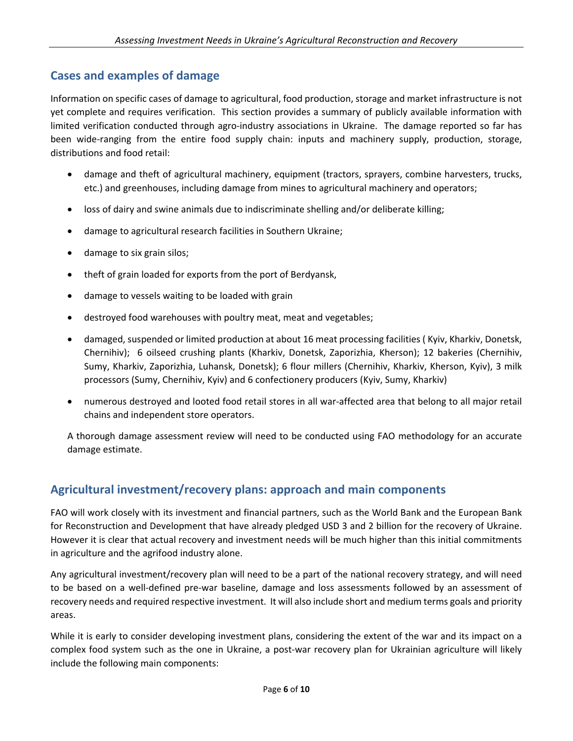## Cases and examples of damage

Information on specific cases of damage to agricultural, food production, storage and market infrastructure is not yet complete and requires verification. This section provides a summary of publicly available information with limited verification conducted through agro-industry associations in Ukraine. The damage reported so far has been wide-ranging from the entire food supply chain: inputs and machinery supply, production, storage, distributions and food retail:

- damage and theft of agricultural machinery, equipment (tractors, sprayers, combine harvesters, trucks, etc.) and greenhouses, including damage from mines to agricultural machinery and operators;
- loss of dairy and swine animals due to indiscriminate shelling and/or deliberate killing;
- damage to agricultural research facilities in Southern Ukraine;
- damage to six grain silos;
- theft of grain loaded for exports from the port of Berdyansk,
- damage to vessels waiting to be loaded with grain
- destroyed food warehouses with poultry meat, meat and vegetables;
- damaged, suspended or limited production at about 16 meat processing facilities ( Kyiv, Kharkiv, Donetsk, Chernihiv); 6 oilseed crushing plants (Kharkiv, Donetsk, Zaporizhia, Kherson); 12 bakeries (Chernihiv, Sumy, Kharkiv, Zaporizhia, Luhansk, Donetsk); 6 flour millers (Chernihiv, Kharkiv, Kherson, Kyiv), 3 milk processors (Sumy, Chernihiv, Kyiv) and 6 confectionery producers (Kyiv, Sumy, Kharkiv)
- numerous destroyed and looted food retail stores in all war-affected area that belong to all major retail chains and independent store operators.

A thorough damage assessment review will need to be conducted using FAO methodology for an accurate damage estimate.

## Agricultural investment/recovery plans: approach and main components

FAO will work closely with its investment and financial partners, such as the World Bank and the European Bank for Reconstruction and Development that have already pledged USD 3 and 2 billion for the recovery of Ukraine. However it is clear that actual recovery and investment needs will be much higher than this initial commitments in agriculture and the agrifood industry alone.

Any agricultural investment/recovery plan will need to be a part of the national recovery strategy, and will need to be based on a well-defined pre-war baseline, damage and loss assessments followed by an assessment of recovery needs and required respective investment. It will also include short and medium terms goals and priority areas.

While it is early to consider developing investment plans, considering the extent of the war and its impact on a complex food system such as the one in Ukraine, a post-war recovery plan for Ukrainian agriculture will likely include the following main components: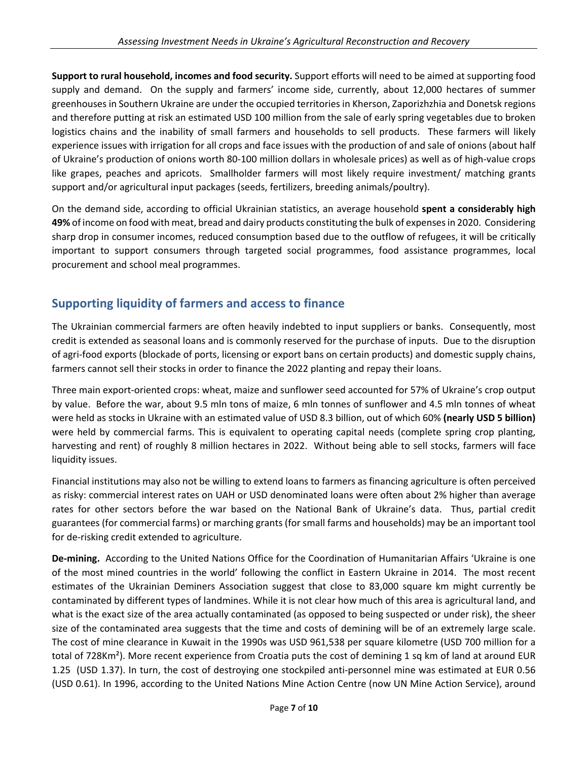**Support to rural household, incomes and food security.** Support efforts will need to be aimed at supporting food supply and demand. On the supply and farmers' income side, currently, about 12,000 hectares of summer greenhouses in Southern Ukraine are under the occupied territories in Kherson, Zaporizhzhia and Donetsk regions and therefore putting at risk an estimated USD 100 million from the sale of early spring vegetables due to broken logistics chains and the inability of small farmers and households to sell products. These farmers will likely experience issues with irrigation for all crops and face issues with the production of and sale of onions (about half of Ukraine's production of onions worth 80-100 million dollars in wholesale prices) as well as of high-value crops like grapes, peaches and apricots. Smallholder farmers will most likely require investment/ matching grants support and/or agricultural input packages (seeds, fertilizers, breeding animals/poultry).

On the demand side, according to official Ukrainian statistics, an average household **spent a considerably high 49%** of income on food with meat, bread and dairy products constituting the bulk of expenses in 2020. Considering sharp drop in consumer incomes, reduced consumption based due to the outflow of refugees, it will be critically important to support consumers through targeted social programmes, food assistance programmes, local procurement and school meal programmes.

## Supporting liquidity of farmers and access to finance

The Ukrainian commercial farmers are often heavily indebted to input suppliers or banks. Consequently, most credit is extended as seasonal loans and is commonly reserved for the purchase of inputs. Due to the disruption of agri-food exports (blockade of ports, licensing or export bans on certain products) and domestic supply chains, farmers cannot sell their stocks in order to finance the 2022 planting and repay their loans.

Three main export-oriented crops: wheat, maize and sunflower seed accounted for 57% of Ukraine's crop output by value. Before the war, about 9.5 mln tons of maize, 6 mln tonnes of sunflower and 4.5 mln tonnes of wheat were held as stocks in Ukraine with an estimated value of USD 8.3 billion, out of which 60% **(nearly USD 5 billion)** were held by commercial farms. This is equivalent to operating capital needs (complete spring crop planting, harvesting and rent) of roughly 8 million hectares in 2022. Without being able to sell stocks, farmers will face liquidity issues.

Financial institutions may also not be willing to extend loans to farmers as financing agriculture is often perceived as risky: commercial interest rates on UAH or USD denominated loans were often about 2% higher than average rates for other sectors before the war based on the National Bank of Ukraine's data. Thus, partial credit guarantees (for commercial farms) or marching grants (for small farms and households) may be an important tool for de-risking credit extended to agriculture.

**De-mining.** According to the United Nations Office for the Coordination of Humanitarian Affairs 'Ukraine is one of the most mined countries in the world' following the conflict in Eastern Ukraine in 2014. The most recent estimates of the Ukrainian Deminers Association suggest that close to 83,000 square km might currently be contaminated by different types of landmines. While it is not clear how much of this area is agricultural land, and what is the exact size of the area actually contaminated (as opposed to being suspected or under risk), the sheer size of the contaminated area suggests that the time and costs of demining will be of an extremely large scale. The cost of mine clearance in Kuwait in the 1990s was USD 961,538 per square kilometre (USD 700 million for a total of 728Km²). More recent experience from Croatia puts the cost of demining 1 sq km of land at around EUR 1.25 (USD 1.37). In turn, the cost of destroying one stockpiled anti-personnel mine was estimated at EUR 0.56 (USD 0.61). In 1996, according to the United Nations Mine Action Centre (now UN Mine Action Service), around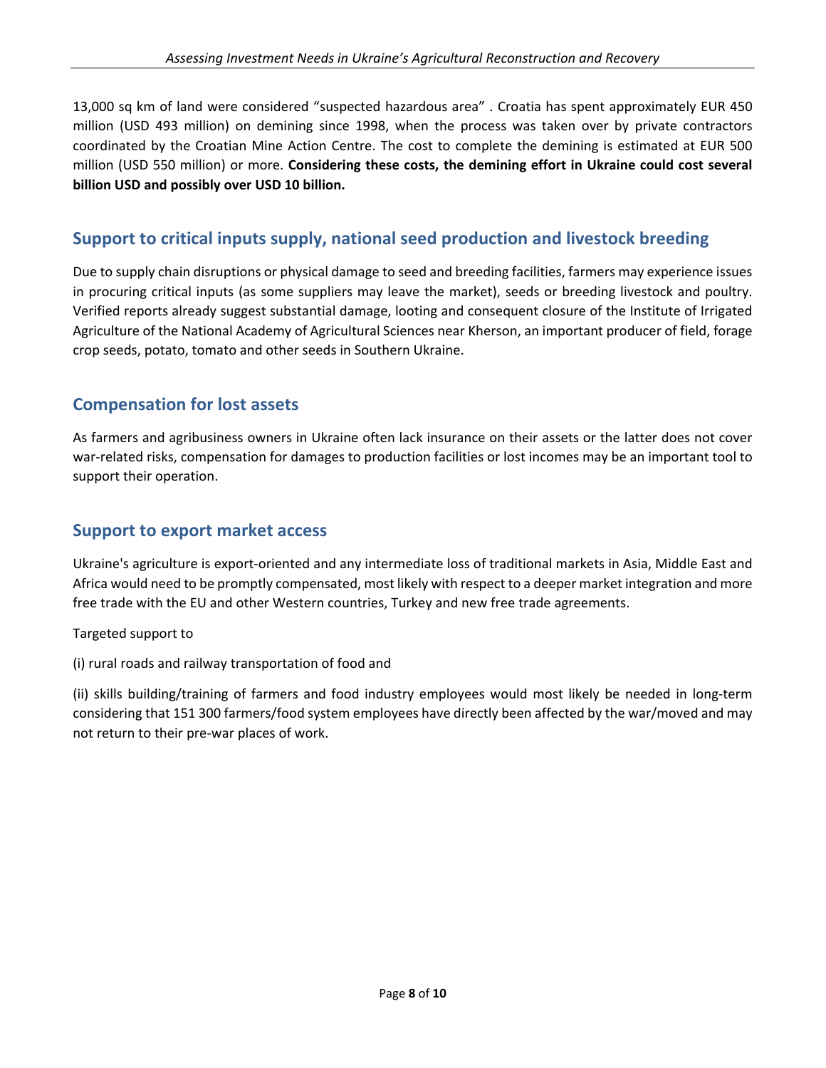13,000 sq km of land were considered "suspected hazardous area" . Croatia has spent approximately EUR 450 million (USD 493 million) on demining since 1998, when the process was taken over by private contractors coordinated by the Croatian Mine Action Centre. The cost to complete the demining is estimated at EUR 500 million (USD 550 million) or more. **Considering these costs, the demining effort in Ukraine could cost several billion USD and possibly over USD 10 billion.**

## Support to critical inputs supply, national seed production and livestock breeding

Due to supply chain disruptions or physical damage to seed and breeding facilities, farmers may experience issues in procuring critical inputs (as some suppliers may leave the market), seeds or breeding livestock and poultry. Verified reports already suggest substantial damage, looting and consequent closure of the Institute of Irrigated Agriculture of the National Academy of Agricultural Sciences near Kherson, an important producer of field, forage crop seeds, potato, tomato and other seeds in Southern Ukraine.

## Compensation for lost assets

As farmers and agribusiness owners in Ukraine often lack insurance on their assets or the latter does not cover war-related risks, compensation for damages to production facilities or lost incomes may be an important tool to support their operation.

## Support to export market access

Ukraine's agriculture is export-oriented and any intermediate loss of traditional markets in Asia, Middle East and Africa would need to be promptly compensated, most likely with respect to a deeper market integration and more free trade with the EU and other Western countries, Turkey and new free trade agreements.

Targeted support to

(i) rural roads and railway transportation of food and

(ii) skills building/training of farmers and food industry employees would most likely be needed in long-term considering that 151 300 farmers/food system employees have directly been affected by the war/moved and may not return to their pre-war places of work.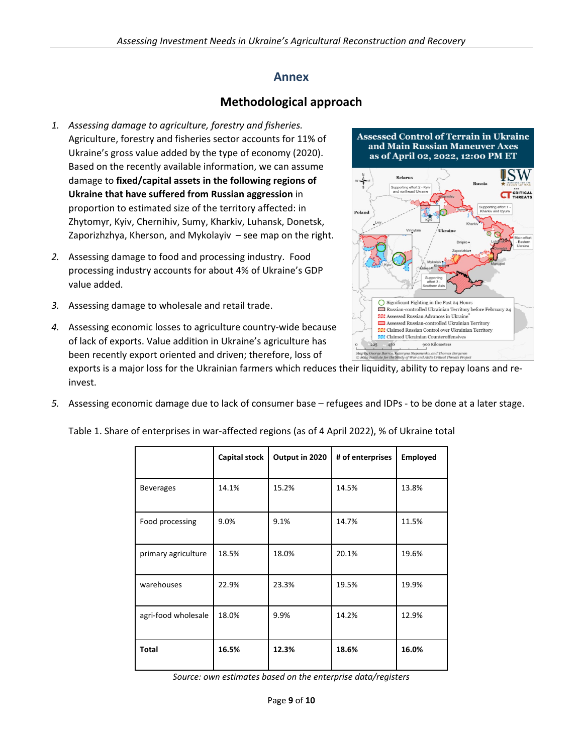# Annex

## Methodological approach

1. *Assessing damage to agriculture, forestry and fisheries.* Agriculture, forestry and fisheries sector accounts for 11% of Ukraine's gross value added by the type of economy (2020). Based on the recently available information, we can assume damage to **fixed/capital assets in the following regions of Ukraine that have suffered from Russian aggression** in proportion to estimated size of the territory affected: in Zhytomyr, Kyiv, Chernihiv, Sumy, Kharkiv, Luhansk, Donetsk, Zaporizhzhya, Kherson, and Mykolayiv – see map on the right.
2. Assessing damage to food and processing industry. Food processing industry accounts for about 4% of Ukraine's GDP value added.
3. Assessing damage to wholesale and retail trade.
4. Assessing economic losses to agriculture country-wide because of lack of exports. Value addition in Ukraine's agriculture has been recently export oriented and driven; therefore, loss of exports is a major loss for the Ukrainian farmers which reduces their liquidity, ability to repay loans and re-invest.
5. Assessing economic damage due to lack of consumer base – refugees and IDPs - to be done at a later stage.

Assessed Control of Terrain in Ukraine and Main Russian Maneuver Axes as of April 02, 2022, 12:00 PM ET

Table 1. Share of enterprises in war-affected regions (as of 4 April 2022), % of Ukraine total

| | Capital stock | Output in 2020 | # of enterprises | Employed |
|---|---|---|---|---|
| Beverages | 14.1% | 15.2% | 14.5% | 13.8% |
| Food processing | 9.0% | 9.1% | 14.7% | 11.5% |
| primary agriculture | 18.5% | 18.0% | 20.1% | 19.6% |
| warehouses | 22.9% | 23.3% | 19.5% | 19.9% |
| agri-food wholesale | 18.0% | 9.9% | 14.2% | 12.9% |
| **Total** | **16.5%** | **12.3%** | **18.6%** | **16.0%** |

*Source: own estimates based on the enterprise data/registers*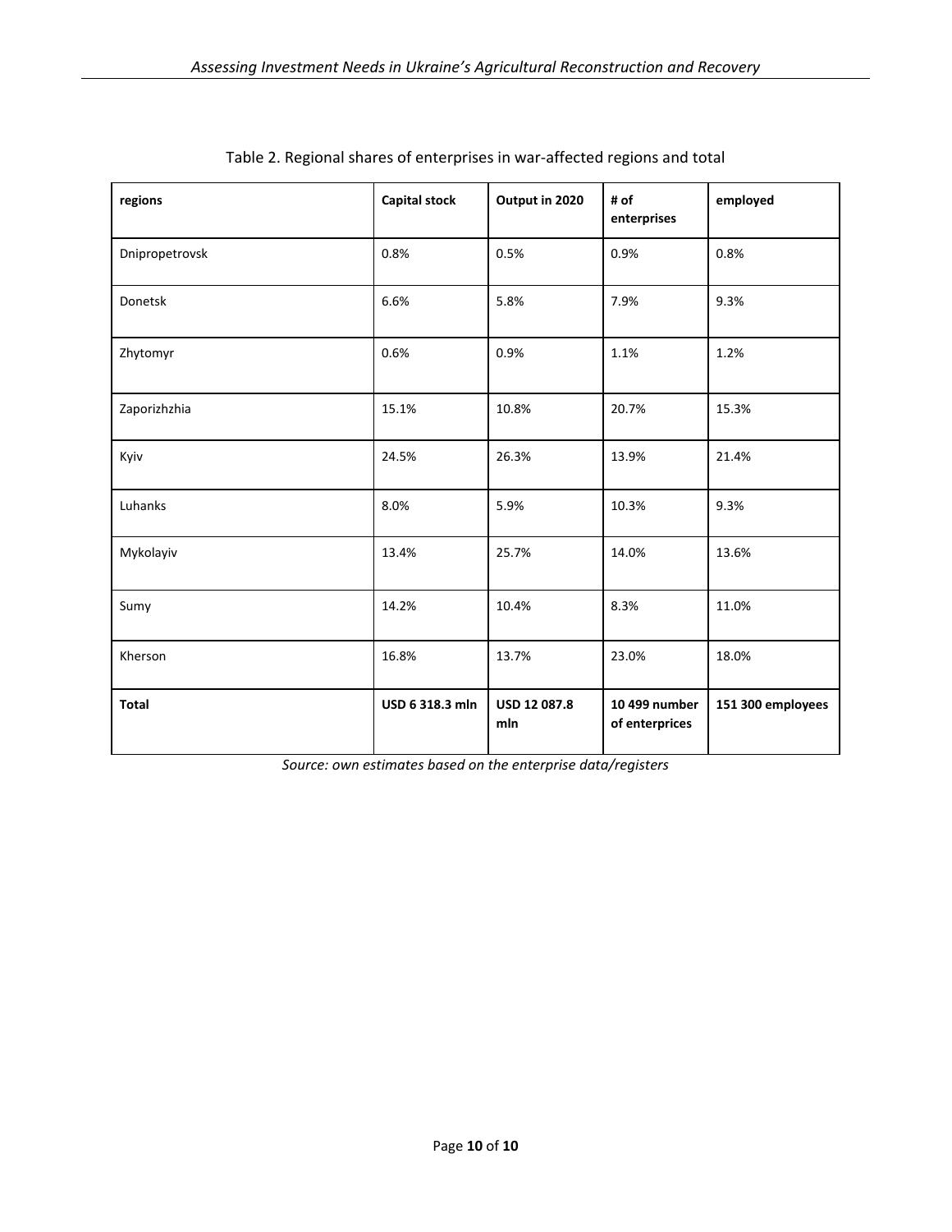Table 2. Regional shares of enterprises in war-affected regions and total

| regions | Capital stock | Output in 2020 | # of enterprises | employed |
|---|---|---|---|---|
| Dnipropetrovsk | 0.8% | 0.5% | 0.9% | 0.8% |
| Donetsk | 6.6% | 5.8% | 7.9% | 9.3% |
| Zhytomyr | 0.6% | 0.9% | 1.1% | 1.2% |
| Zaporizhzhia | 15.1% | 10.8% | 20.7% | 15.3% |
| Kyiv | 24.5% | 26.3% | 13.9% | 21.4% |
| Luhanks | 8.0% | 5.9% | 10.3% | 9.3% |
| Mykolayiv | 13.4% | 25.7% | 14.0% | 13.6% |
| Sumy | 14.2% | 10.4% | 8.3% | 11.0% |
| Kherson | 16.8% | 13.7% | 23.0% | 18.0% |
| **Total** | **USD 6 318.3 mln** | **USD 12 087.8 mln** | **10 499 number of enterprises** | **151 300 employees** |

*Source: own estimates based on the enterprise data/registers*